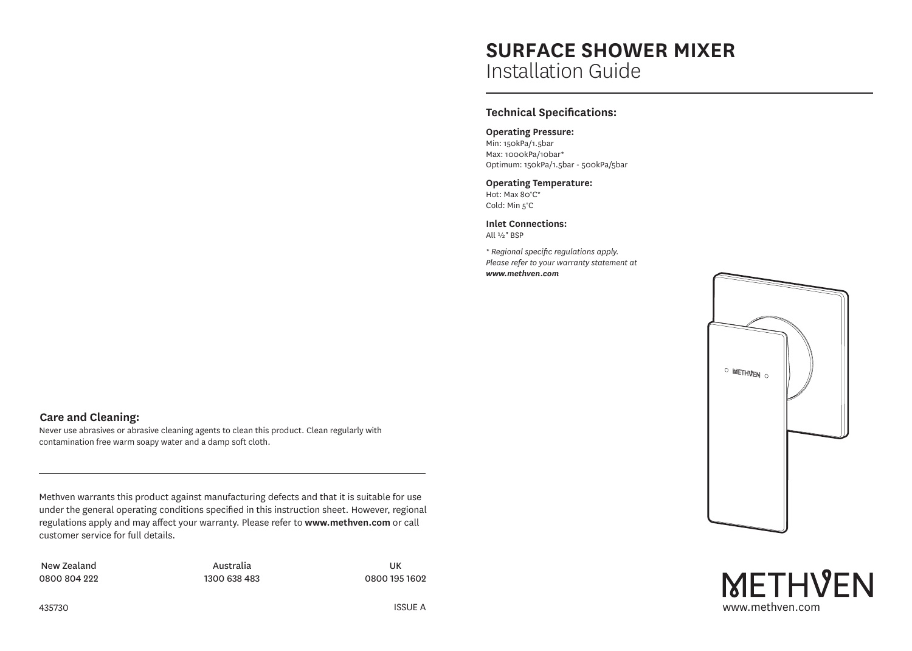# SURFACE SHOWER MIXER
Installation Guide

## Technical Specifications:

**Operating Pressure:**
Min: 150kPa/1.5bar
Max: 1000kPa/10bar*
Optimum: 150kPa/1.5bar - 500kPa/5bar

**Operating Temperature:**
Hot: Max 80°C*
Cold: Min 5°C

**Inlet Connections:**
All ½" BSP

*\* Regional specific regulations apply. Please refer to your warranty statement at **www.methven.com***

METHVEN
www.methven.com

## Care and Cleaning:

Never use abrasives or abrasive cleaning agents to clean this product. Clean regularly with contamination free warm soapy water and a damp soft cloth.

---

Methven warrants this product against manufacturing defects and that it is suitable for use under the general operating conditions specified in this instruction sheet. However, regional regulations apply and may affect your warranty. Please refer to **www.methven.com** or call customer service for full details.

| New Zealand | Australia | UK |
|---|---|---|
| 0800 804 222 | 1300 638 483 | 0800 195 1602 |

435730

ISSUE A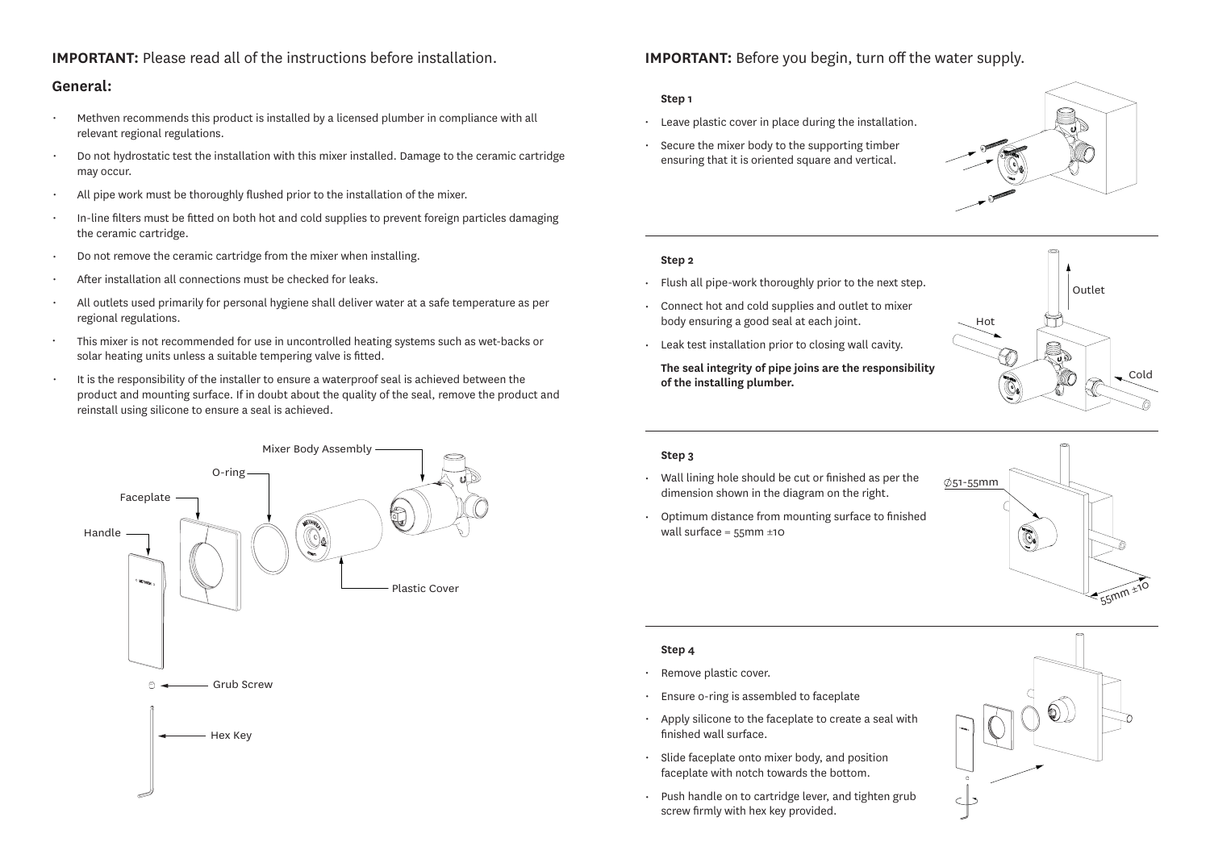**IMPORTANT:** Please read all of the instructions before installation.

## General:

- Methven recommends this product is installed by a licensed plumber in compliance with all relevant regional regulations.
- Do not hydrostatic test the installation with this mixer installed. Damage to the ceramic cartridge may occur.
- All pipe work must be thoroughly flushed prior to the installation of the mixer.
- In-line filters must be fitted on both hot and cold supplies to prevent foreign particles damaging the ceramic cartridge.
- Do not remove the ceramic cartridge from the mixer when installing.
- After installation all connections must be checked for leaks.
- All outlets used primarily for personal hygiene shall deliver water at a safe temperature as per regional regulations.
- This mixer is not recommended for use in uncontrolled heating systems such as wet-backs or solar heating units unless a suitable tempering valve is fitted.
- It is the responsibility of the installer to ensure a waterproof seal is achieved between the product and mounting surface. If in doubt about the quality of the seal, remove the product and reinstall using silicone to ensure a seal is achieved.

Mixer Body Assembly

O-ring

Faceplate

Handle

Plastic Cover

Grub Screw

Hex Key

**IMPORTANT:** Before you begin, turn off the water supply.

**Step 1**

- Leave plastic cover in place during the installation.
- Secure the mixer body to the supporting timber ensuring that it is oriented square and vertical.

**Step 2**

- Flush all pipe-work thoroughly prior to the next step.
- Connect hot and cold supplies and outlet to mixer body ensuring a good seal at each joint.
- Leak test installation prior to closing wall cavity.

**The seal integrity of pipe joins are the responsibility of the installing plumber.**

Outlet

Hot

Cold

**Step 3**

- Wall lining hole should be cut or finished as per the dimension shown in the diagram on the right.
- Optimum distance from mounting surface to finished wall surface = 55mm ±10

∅51-55mm

55mm ±10

**Step 4**

- Remove plastic cover.
- Ensure o-ring is assembled to faceplate
- Apply silicone to the faceplate to create a seal with finished wall surface.
- Slide faceplate onto mixer body, and position faceplate with notch towards the bottom.
- Push handle on to cartridge lever, and tighten grub screw firmly with hex key provided.